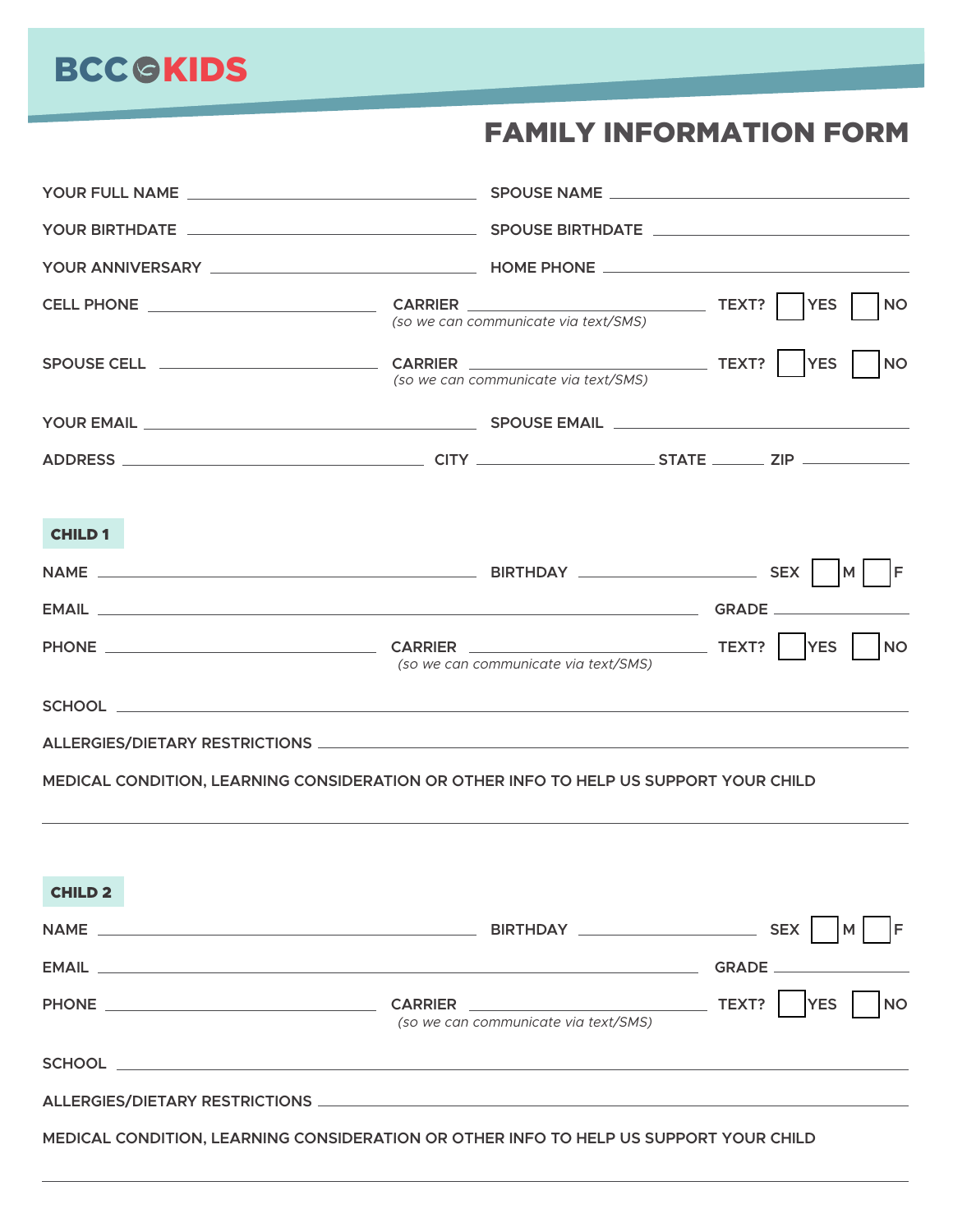BCC KIDS

# FAMILY INFORMATION FORM

YOUR FULL NAME ______________________ SPOUSE NAME ______________________

YOUR BIRTHDATE ______________________ SPOUSE BIRTHDATE ______________________

YOUR ANNIVERSARY ______________________ HOME PHONE ______________________

CELL PHONE ______________ CARRIER ______________ TEXT? ☐ YES ☐ NO
*(so we can communicate via text/SMS)*

SPOUSE CELL ______________ CARRIER ______________ TEXT? ☐ YES ☐ NO
*(so we can communicate via text/SMS)*

YOUR EMAIL ______________________ SPOUSE EMAIL ______________________

ADDRESS ______________________ CITY ______________ STATE ______ ZIP ______

## CHILD 1

NAME ______________________ BIRTHDAY ______________ SEX ☐ M ☐ F

EMAIL ______________________ GRADE ______

PHONE ______________ CARRIER ______________ TEXT? ☐ YES ☐ NO
*(so we can communicate via text/SMS)*

SCHOOL ______________________

ALLERGIES/DIETARY RESTRICTIONS ______________________

MEDICAL CONDITION, LEARNING CONSIDERATION OR OTHER INFO TO HELP US SUPPORT YOUR CHILD

______________________

## CHILD 2

NAME ______________________ BIRTHDAY ______________ SEX ☐ M ☐ F

EMAIL ______________________ GRADE ______

PHONE ______________ CARRIER ______________ TEXT? ☐ YES ☐ NO
*(so we can communicate via text/SMS)*

SCHOOL ______________________

ALLERGIES/DIETARY RESTRICTIONS ______________________

MEDICAL CONDITION, LEARNING CONSIDERATION OR OTHER INFO TO HELP US SUPPORT YOUR CHILD

______________________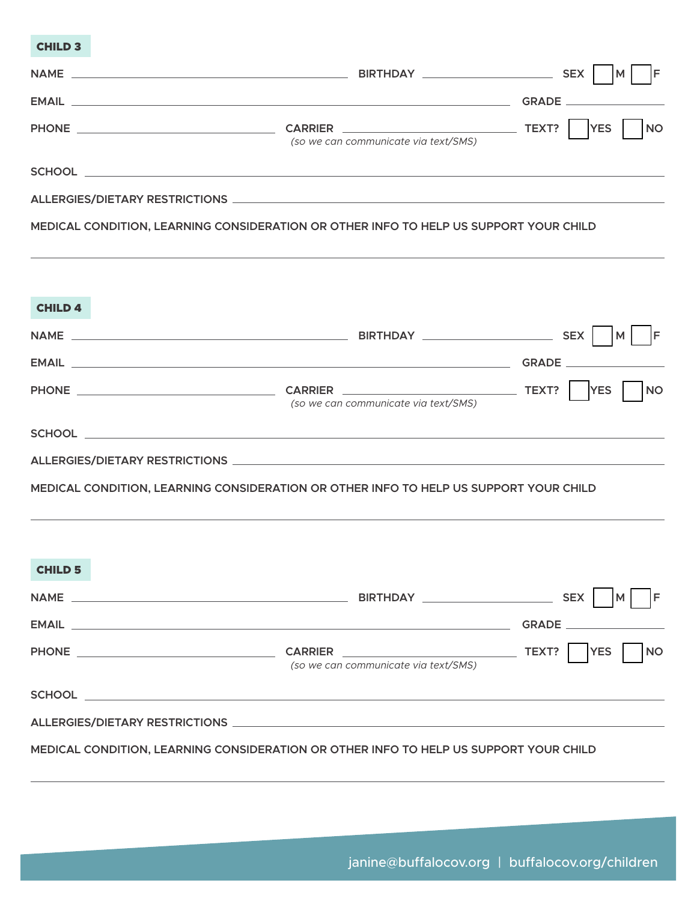## CHILD 3

NAME \_\_\_\_\_\_\_\_\_\_\_\_\_\_\_\_\_\_\_\_\_\_\_\_\_\_\_\_\_\_\_\_ BIRTHDAY \_\_\_\_\_\_\_\_\_\_\_\_\_\_\_\_ SEX ☐ M ☐ F

EMAIL \_\_\_\_\_\_\_\_\_\_\_\_\_\_\_\_\_\_\_\_\_\_\_\_\_\_\_\_\_\_\_\_\_\_\_\_\_\_\_\_\_\_\_\_\_\_\_\_ GRADE \_\_\_\_\_\_\_\_\_\_\_\_

PHONE \_\_\_\_\_\_\_\_\_\_\_\_\_\_\_\_\_\_\_\_\_\_\_\_ CARRIER \_\_\_\_\_\_\_\_\_\_\_\_\_\_\_\_\_\_\_\_\_\_ TEXT? ☐ YES ☐ NO

*(so we can communicate via text/SMS)*

SCHOOL \_\_\_\_\_\_\_\_\_\_\_\_\_\_\_\_\_\_\_\_\_\_\_\_\_\_\_\_\_\_\_\_\_\_\_\_\_\_\_\_\_\_\_\_\_\_\_\_\_\_\_\_\_\_\_\_\_\_\_\_\_\_\_\_\_\_\_\_

ALLERGIES/DIETARY RESTRICTIONS \_\_\_\_\_\_\_\_\_\_\_\_\_\_\_\_\_\_\_\_\_\_\_\_\_\_\_\_\_\_\_\_\_\_\_\_\_\_\_\_\_\_\_\_\_\_\_\_\_\_

MEDICAL CONDITION, LEARNING CONSIDERATION OR OTHER INFO TO HELP US SUPPORT YOUR CHILD

\_\_\_\_\_\_\_\_\_\_\_\_\_\_\_\_\_\_\_\_\_\_\_\_\_\_\_\_\_\_\_\_\_\_\_\_\_\_\_\_\_\_\_\_\_\_\_\_\_\_\_\_\_\_\_\_\_\_\_\_\_\_\_\_\_\_\_\_\_\_\_\_\_\_\_\_

## CHILD 4

NAME \_\_\_\_\_\_\_\_\_\_\_\_\_\_\_\_\_\_\_\_\_\_\_\_\_\_\_\_\_\_\_\_ BIRTHDAY \_\_\_\_\_\_\_\_\_\_\_\_\_\_\_\_ SEX ☐ M ☐ F

EMAIL \_\_\_\_\_\_\_\_\_\_\_\_\_\_\_\_\_\_\_\_\_\_\_\_\_\_\_\_\_\_\_\_\_\_\_\_\_\_\_\_\_\_\_\_\_\_\_\_ GRADE \_\_\_\_\_\_\_\_\_\_\_\_

PHONE \_\_\_\_\_\_\_\_\_\_\_\_\_\_\_\_\_\_\_\_\_\_\_\_ CARRIER \_\_\_\_\_\_\_\_\_\_\_\_\_\_\_\_\_\_\_\_\_\_ TEXT? ☐ YES ☐ NO

*(so we can communicate via text/SMS)*

SCHOOL \_\_\_\_\_\_\_\_\_\_\_\_\_\_\_\_\_\_\_\_\_\_\_\_\_\_\_\_\_\_\_\_\_\_\_\_\_\_\_\_\_\_\_\_\_\_\_\_\_\_\_\_\_\_\_\_\_\_\_\_\_\_\_\_\_\_\_\_

ALLERGIES/DIETARY RESTRICTIONS \_\_\_\_\_\_\_\_\_\_\_\_\_\_\_\_\_\_\_\_\_\_\_\_\_\_\_\_\_\_\_\_\_\_\_\_\_\_\_\_\_\_\_\_\_\_\_\_\_\_

MEDICAL CONDITION, LEARNING CONSIDERATION OR OTHER INFO TO HELP US SUPPORT YOUR CHILD

\_\_\_\_\_\_\_\_\_\_\_\_\_\_\_\_\_\_\_\_\_\_\_\_\_\_\_\_\_\_\_\_\_\_\_\_\_\_\_\_\_\_\_\_\_\_\_\_\_\_\_\_\_\_\_\_\_\_\_\_\_\_\_\_\_\_\_\_\_\_\_\_\_\_\_\_

## CHILD 5

NAME \_\_\_\_\_\_\_\_\_\_\_\_\_\_\_\_\_\_\_\_\_\_\_\_\_\_\_\_\_\_\_\_ BIRTHDAY \_\_\_\_\_\_\_\_\_\_\_\_\_\_\_\_ SEX ☐ M ☐ F

EMAIL \_\_\_\_\_\_\_\_\_\_\_\_\_\_\_\_\_\_\_\_\_\_\_\_\_\_\_\_\_\_\_\_\_\_\_\_\_\_\_\_\_\_\_\_\_\_\_\_ GRADE \_\_\_\_\_\_\_\_\_\_\_\_

PHONE \_\_\_\_\_\_\_\_\_\_\_\_\_\_\_\_\_\_\_\_\_\_\_\_ CARRIER \_\_\_\_\_\_\_\_\_\_\_\_\_\_\_\_\_\_\_\_\_\_ TEXT? ☐ YES ☐ NO

*(so we can communicate via text/SMS)*

SCHOOL \_\_\_\_\_\_\_\_\_\_\_\_\_\_\_\_\_\_\_\_\_\_\_\_\_\_\_\_\_\_\_\_\_\_\_\_\_\_\_\_\_\_\_\_\_\_\_\_\_\_\_\_\_\_\_\_\_\_\_\_\_\_\_\_\_\_\_\_

ALLERGIES/DIETARY RESTRICTIONS \_\_\_\_\_\_\_\_\_\_\_\_\_\_\_\_\_\_\_\_\_\_\_\_\_\_\_\_\_\_\_\_\_\_\_\_\_\_\_\_\_\_\_\_\_\_\_\_\_\_

MEDICAL CONDITION, LEARNING CONSIDERATION OR OTHER INFO TO HELP US SUPPORT YOUR CHILD

\_\_\_\_\_\_\_\_\_\_\_\_\_\_\_\_\_\_\_\_\_\_\_\_\_\_\_\_\_\_\_\_\_\_\_\_\_\_\_\_\_\_\_\_\_\_\_\_\_\_\_\_\_\_\_\_\_\_\_\_\_\_\_\_\_\_\_\_\_\_\_\_\_\_\_\_

janine@buffalocov.org | buffalocov.org/children